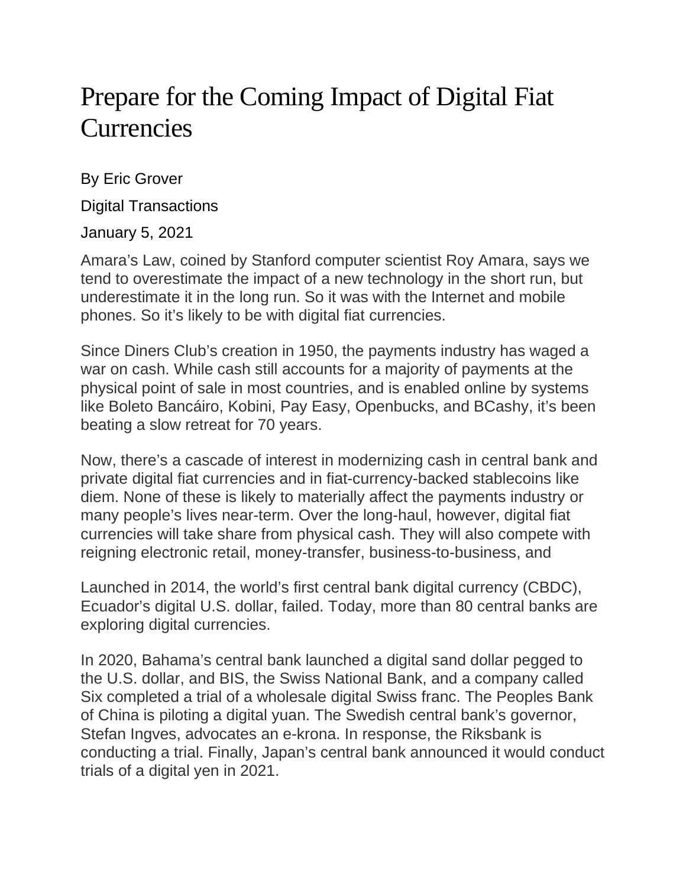# Prepare for the Coming Impact of Digital Fiat Currencies

By Eric Grover

Digital Transactions

January 5, 2021

Amara's Law, coined by Stanford computer scientist Roy Amara, says we tend to overestimate the impact of a new technology in the short run, but underestimate it in the long run. So it was with the Internet and mobile phones. So it's likely to be with digital fiat currencies.

Since Diners Club's creation in 1950, the payments industry has waged a war on cash. While cash still accounts for a majority of payments at the physical point of sale in most countries, and is enabled online by systems like Boleto Bancáiro, Kobini, Pay Easy, Openbucks, and BCashy, it's been beating a slow retreat for 70 years.

Now, there's a cascade of interest in modernizing cash in central bank and private digital fiat currencies and in fiat-currency-backed stablecoins like diem. None of these is likely to materially affect the payments industry or many people's lives near-term. Over the long-haul, however, digital fiat currencies will take share from physical cash. They will also compete with reigning electronic retail, money-transfer, business-to-business, and

Launched in 2014, the world's first central bank digital currency (CBDC), Ecuador's digital U.S. dollar, failed. Today, more than 80 central banks are exploring digital currencies.

In 2020, Bahama's central bank launched a digital sand dollar pegged to the U.S. dollar, and BIS, the Swiss National Bank, and a company called Six completed a trial of a wholesale digital Swiss franc. The Peoples Bank of China is piloting a digital yuan. The Swedish central bank's governor, Stefan Ingves, advocates an e-krona. In response, the Riksbank is conducting a trial. Finally, Japan's central bank announced it would conduct trials of a digital yen in 2021.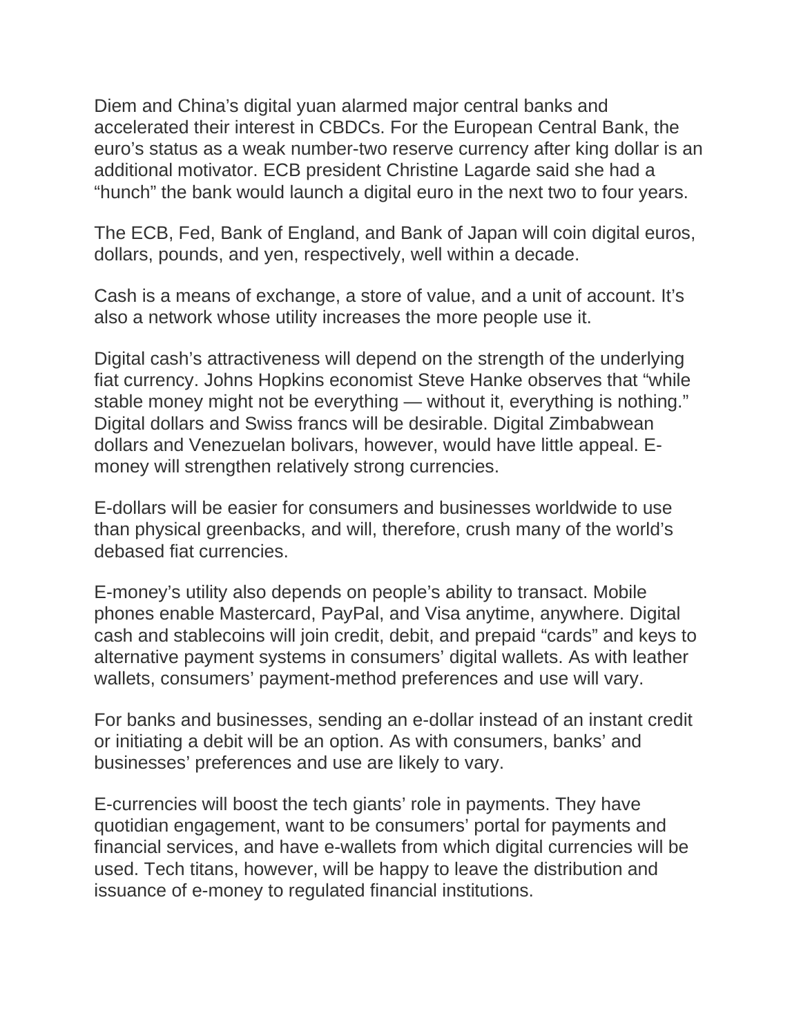Diem and China's digital yuan alarmed major central banks and accelerated their interest in CBDCs. For the European Central Bank, the euro's status as a weak number-two reserve currency after king dollar is an additional motivator. ECB president Christine Lagarde said she had a "hunch" the bank would launch a digital euro in the next two to four years.

The ECB, Fed, Bank of England, and Bank of Japan will coin digital euros, dollars, pounds, and yen, respectively, well within a decade.

Cash is a means of exchange, a store of value, and a unit of account. It's also a network whose utility increases the more people use it.

Digital cash's attractiveness will depend on the strength of the underlying fiat currency. Johns Hopkins economist Steve Hanke observes that "while stable money might not be everything — without it, everything is nothing." Digital dollars and Swiss francs will be desirable. Digital Zimbabwean dollars and Venezuelan bolivars, however, would have little appeal. E-money will strengthen relatively strong currencies.

E-dollars will be easier for consumers and businesses worldwide to use than physical greenbacks, and will, therefore, crush many of the world's debased fiat currencies.

E-money's utility also depends on people's ability to transact. Mobile phones enable Mastercard, PayPal, and Visa anytime, anywhere. Digital cash and stablecoins will join credit, debit, and prepaid "cards" and keys to alternative payment systems in consumers' digital wallets. As with leather wallets, consumers' payment-method preferences and use will vary.

For banks and businesses, sending an e-dollar instead of an instant credit or initiating a debit will be an option. As with consumers, banks' and businesses' preferences and use are likely to vary.

E-currencies will boost the tech giants' role in payments. They have quotidian engagement, want to be consumers' portal for payments and financial services, and have e-wallets from which digital currencies will be used. Tech titans, however, will be happy to leave the distribution and issuance of e-money to regulated financial institutions.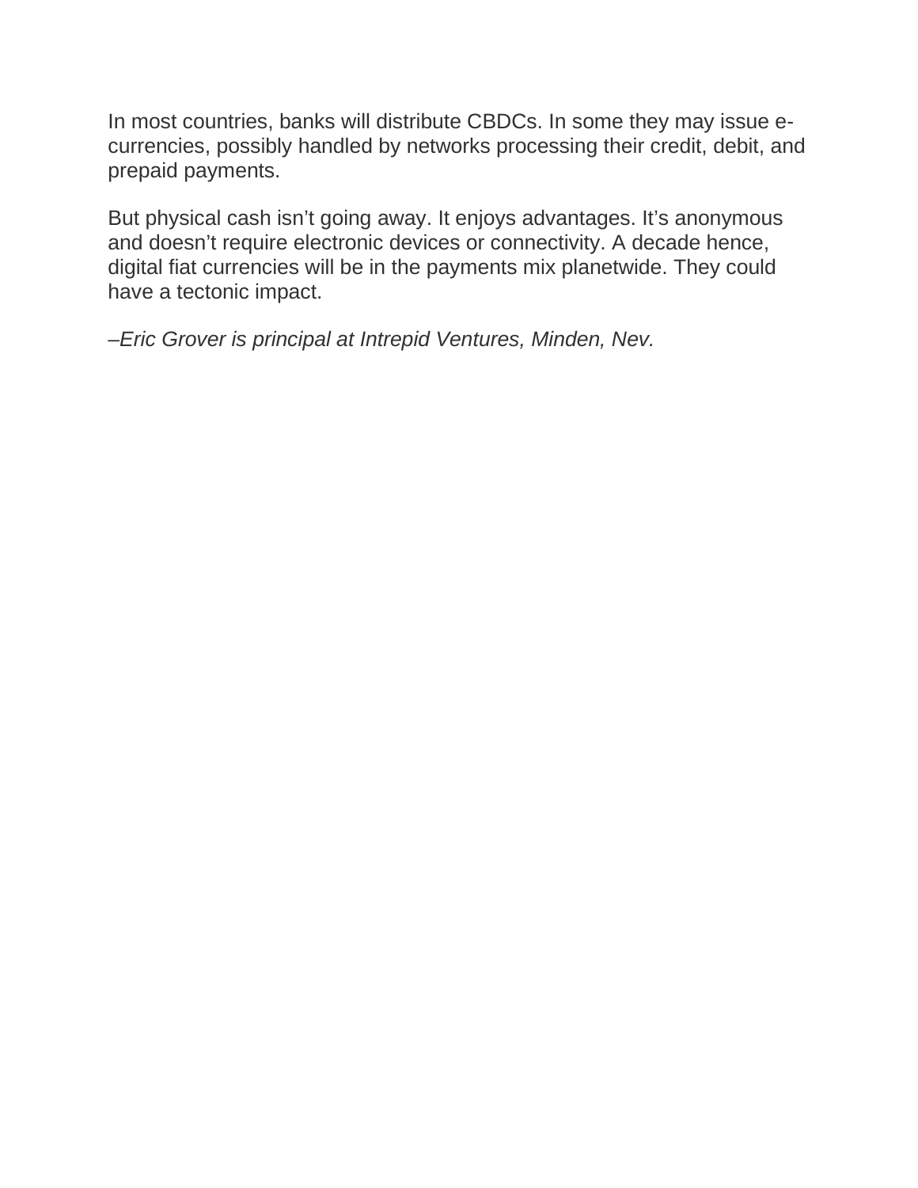In most countries, banks will distribute CBDCs. In some they may issue e-currencies, possibly handled by networks processing their credit, debit, and prepaid payments.

But physical cash isn't going away. It enjoys advantages. It's anonymous and doesn't require electronic devices or connectivity. A decade hence, digital fiat currencies will be in the payments mix planetwide. They could have a tectonic impact.

*–Eric Grover is principal at Intrepid Ventures, Minden, Nev.*